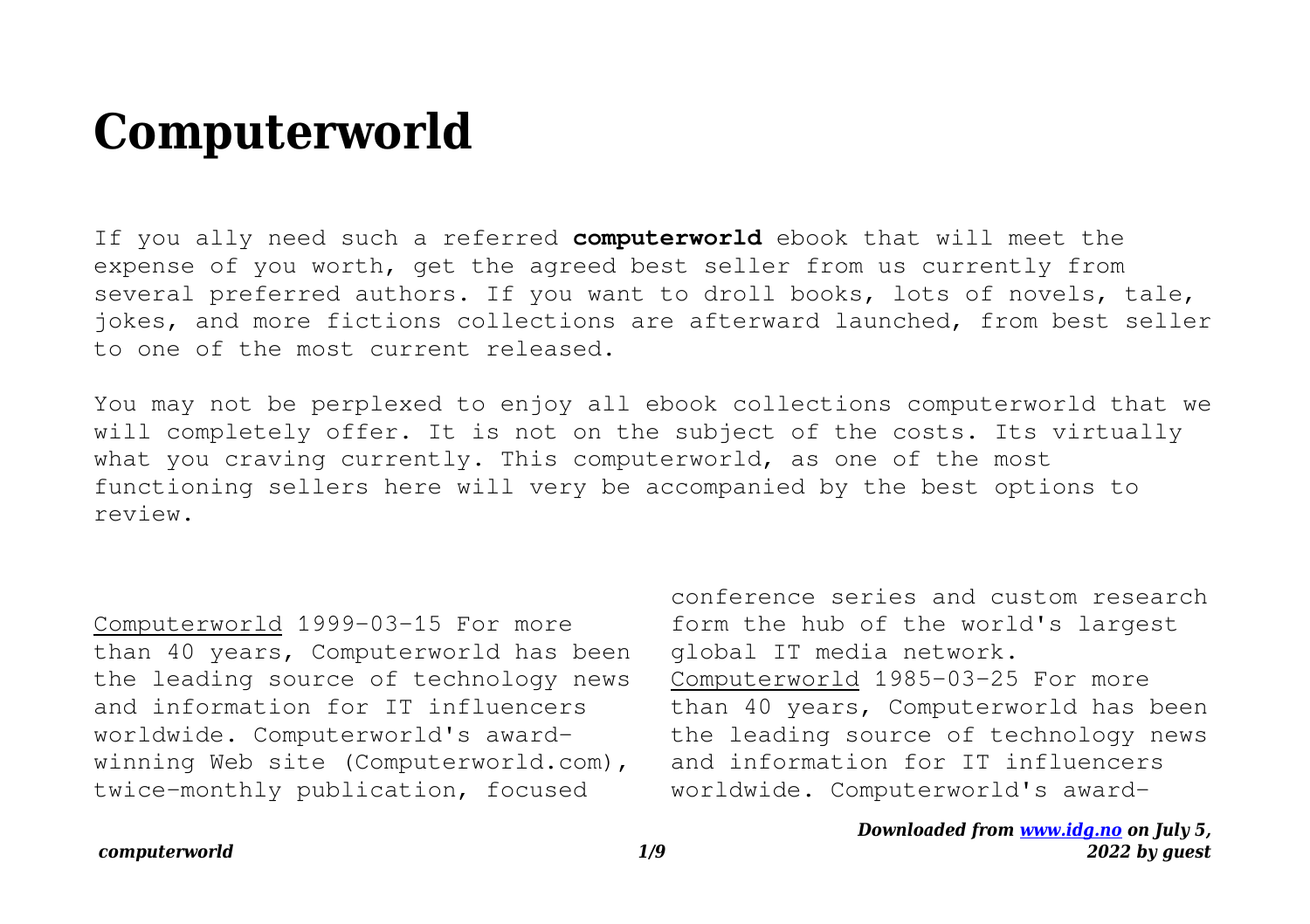# Computerworld

If you ally need such a referred **computerworld** ebook that will meet the expense of you worth, get the agreed best seller from us currently from several preferred authors. If you want to droll books, lots of novels, tale, jokes, and more fictions collections are afterward launched, from best seller to one of the most current released.

You may not be perplexed to enjoy all ebook collections computerworld that we will completely offer. It is not on the subject of the costs. Its virtually what you craving currently. This computerworld, as one of the most functioning sellers here will very be accompanied by the best options to review.

Computerworld 1999-03-15 For more than 40 years, Computerworld has been the leading source of technology news and information for IT influencers worldwide. Computerworld's award-winning Web site (Computerworld.com), twice-monthly publication, focused conference series and custom research form the hub of the world's largest global IT media network.

Computerworld 1985-03-25 For more than 40 years, Computerworld has been the leading source of technology news and information for IT influencers worldwide. Computerworld's award-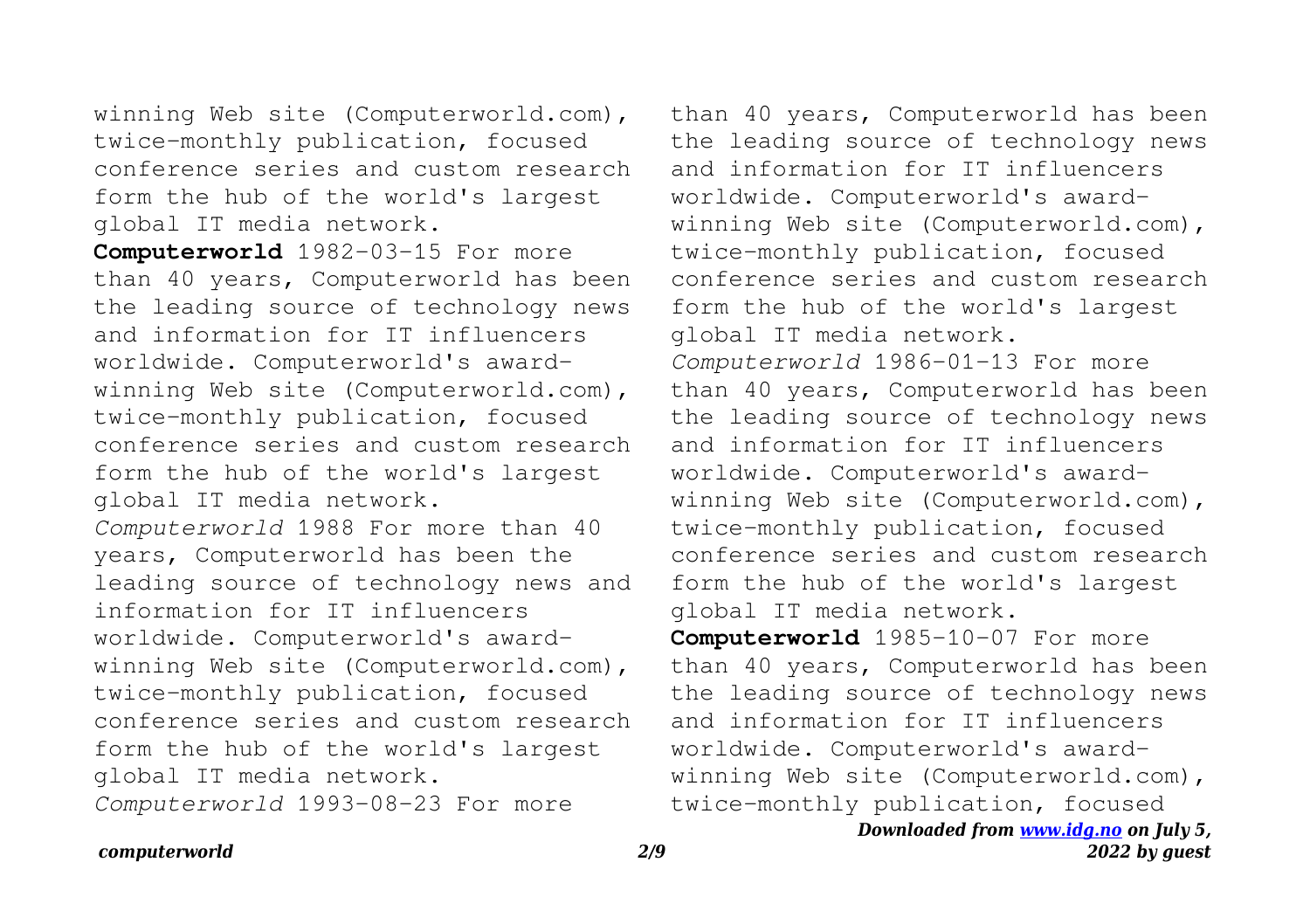winning Web site (Computerworld.com), twice-monthly publication, focused conference series and custom research form the hub of the world's largest global IT media network.

**Computerworld** 1982-03-15 For more than 40 years, Computerworld has been the leading source of technology news and information for IT influencers worldwide. Computerworld's award-winning Web site (Computerworld.com), twice-monthly publication, focused conference series and custom research form the hub of the world's largest global IT media network.

*Computerworld* 1988 For more than 40 years, Computerworld has been the leading source of technology news and information for IT influencers worldwide. Computerworld's award-winning Web site (Computerworld.com), twice-monthly publication, focused conference series and custom research form the hub of the world's largest global IT media network.

*Computerworld* 1993-08-23 For more than 40 years, Computerworld has been the leading source of technology news and information for IT influencers worldwide. Computerworld's award-winning Web site (Computerworld.com), twice-monthly publication, focused conference series and custom research form the hub of the world's largest global IT media network.

*Computerworld* 1986-01-13 For more than 40 years, Computerworld has been the leading source of technology news and information for IT influencers worldwide. Computerworld's award-winning Web site (Computerworld.com), twice-monthly publication, focused conference series and custom research form the hub of the world's largest global IT media network.

**Computerworld** 1985-10-07 For more than 40 years, Computerworld has been the leading source of technology news and information for IT influencers worldwide. Computerworld's award-winning Web site (Computerworld.com), twice-monthly publication, focused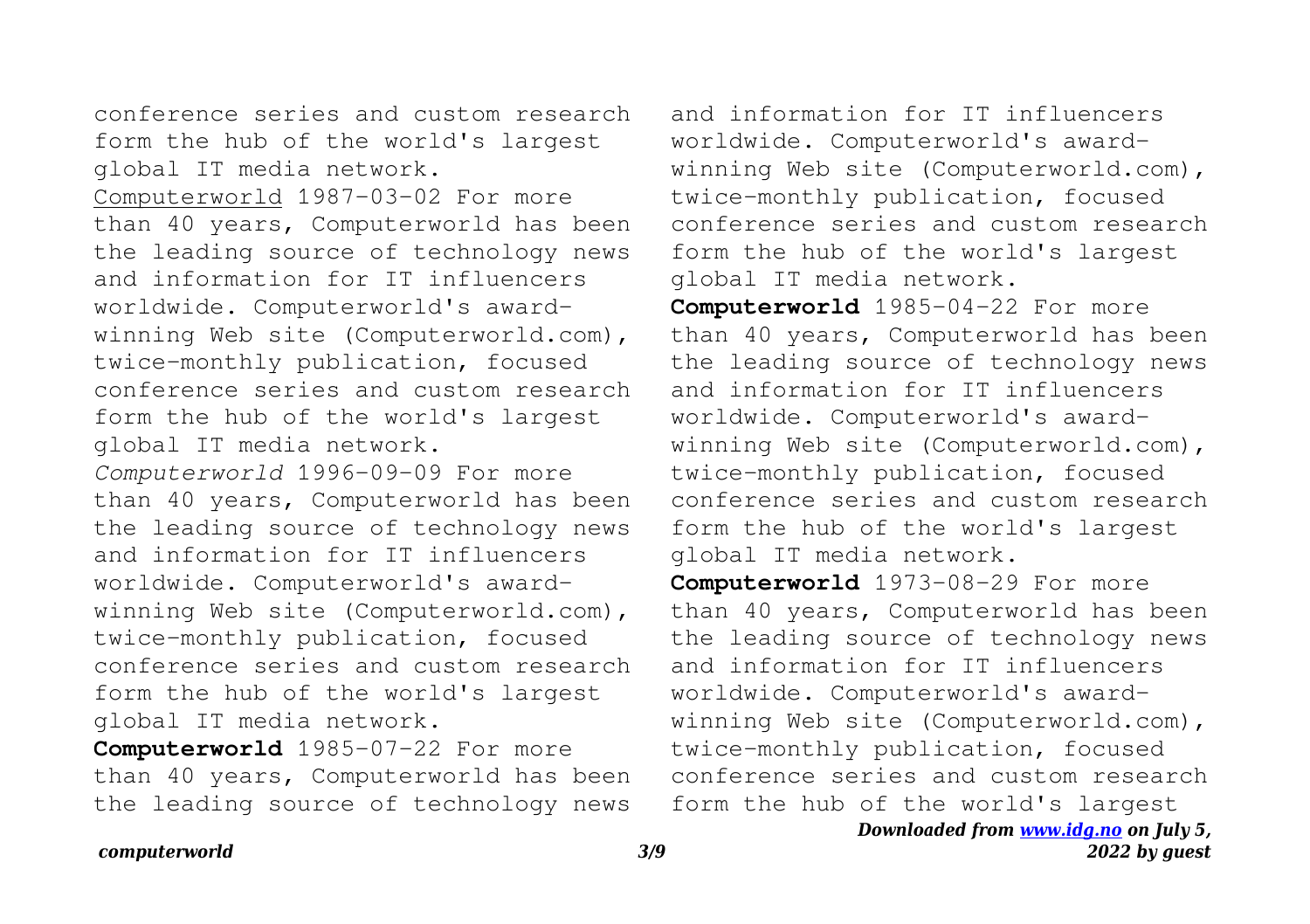conference series and custom research form the hub of the world's largest global IT media network.

Computerworld 1987-03-02 For more than 40 years, Computerworld has been the leading source of technology news and information for IT influencers worldwide. Computerworld's award-winning Web site (Computerworld.com), twice-monthly publication, focused conference series and custom research form the hub of the world's largest global IT media network.

*Computerworld* 1996-09-09 For more than 40 years, Computerworld has been the leading source of technology news and information for IT influencers worldwide. Computerworld's award-winning Web site (Computerworld.com), twice-monthly publication, focused conference series and custom research form the hub of the world's largest global IT media network.

**Computerworld** 1985-07-22 For more than 40 years, Computerworld has been the leading source of technology news and information for IT influencers worldwide. Computerworld's award-winning Web site (Computerworld.com), twice-monthly publication, focused conference series and custom research form the hub of the world's largest global IT media network.

**Computerworld** 1985-04-22 For more than 40 years, Computerworld has been the leading source of technology news and information for IT influencers worldwide. Computerworld's award-winning Web site (Computerworld.com), twice-monthly publication, focused conference series and custom research form the hub of the world's largest global IT media network.

**Computerworld** 1973-08-29 For more than 40 years, Computerworld has been the leading source of technology news and information for IT influencers worldwide. Computerworld's award-winning Web site (Computerworld.com), twice-monthly publication, focused conference series and custom research form the hub of the world's largest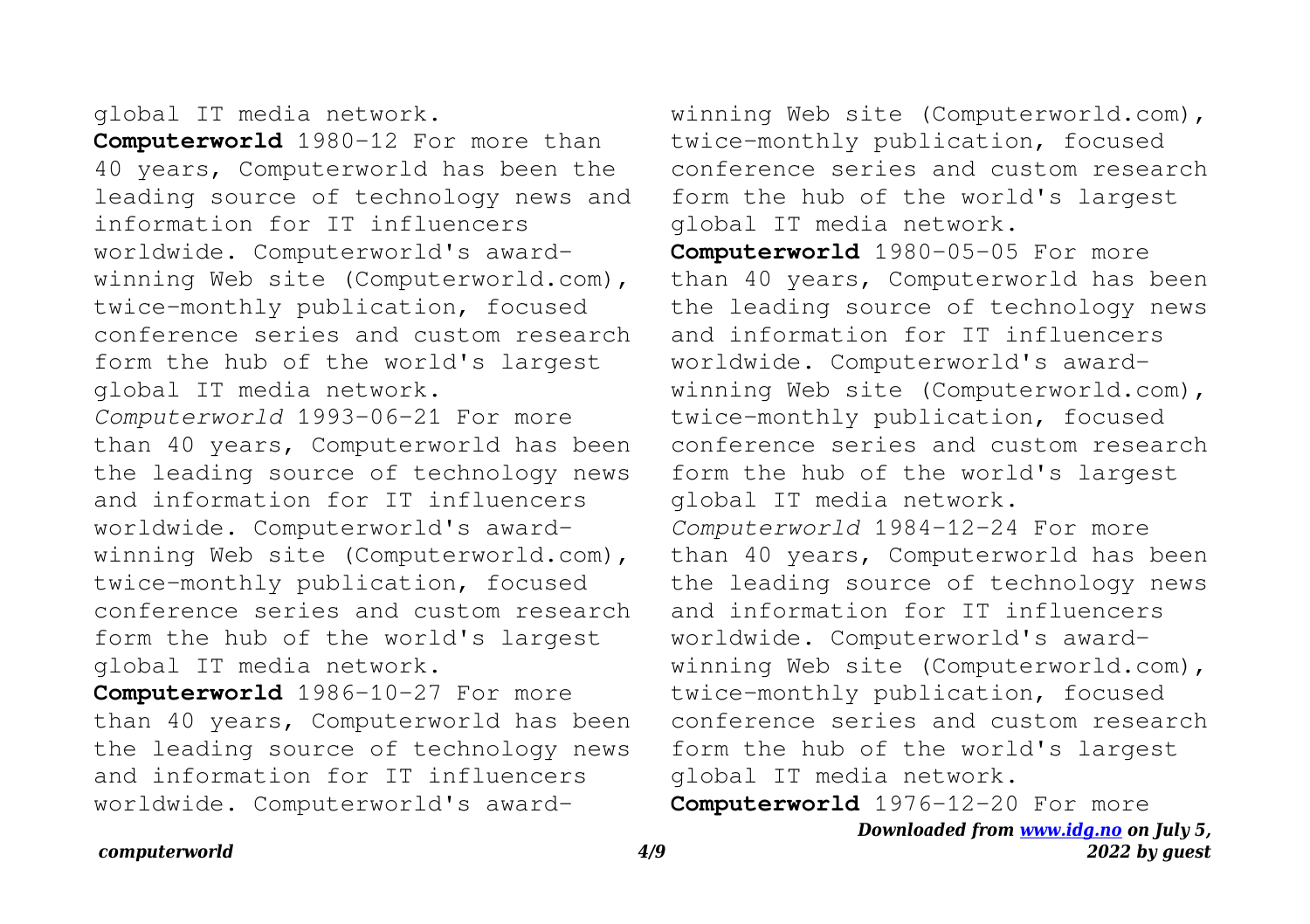global IT media network.

**Computerworld** 1980-12 For more than 40 years, Computerworld has been the leading source of technology news and information for IT influencers worldwide. Computerworld's award-winning Web site (Computerworld.com), twice-monthly publication, focused conference series and custom research form the hub of the world's largest global IT media network.

*Computerworld* 1993-06-21 For more than 40 years, Computerworld has been the leading source of technology news and information for IT influencers worldwide. Computerworld's award-winning Web site (Computerworld.com), twice-monthly publication, focused conference series and custom research form the hub of the world's largest global IT media network.

**Computerworld** 1986-10-27 For more than 40 years, Computerworld has been the leading source of technology news and information for IT influencers worldwide. Computerworld's award-winning Web site (Computerworld.com), twice-monthly publication, focused conference series and custom research form the hub of the world's largest global IT media network.

**Computerworld** 1980-05-05 For more than 40 years, Computerworld has been the leading source of technology news and information for IT influencers worldwide. Computerworld's award-winning Web site (Computerworld.com), twice-monthly publication, focused conference series and custom research form the hub of the world's largest global IT media network.

*Computerworld* 1984-12-24 For more than 40 years, Computerworld has been the leading source of technology news and information for IT influencers worldwide. Computerworld's award-winning Web site (Computerworld.com), twice-monthly publication, focused conference series and custom research form the hub of the world's largest global IT media network.

**Computerworld** 1976-12-20 For more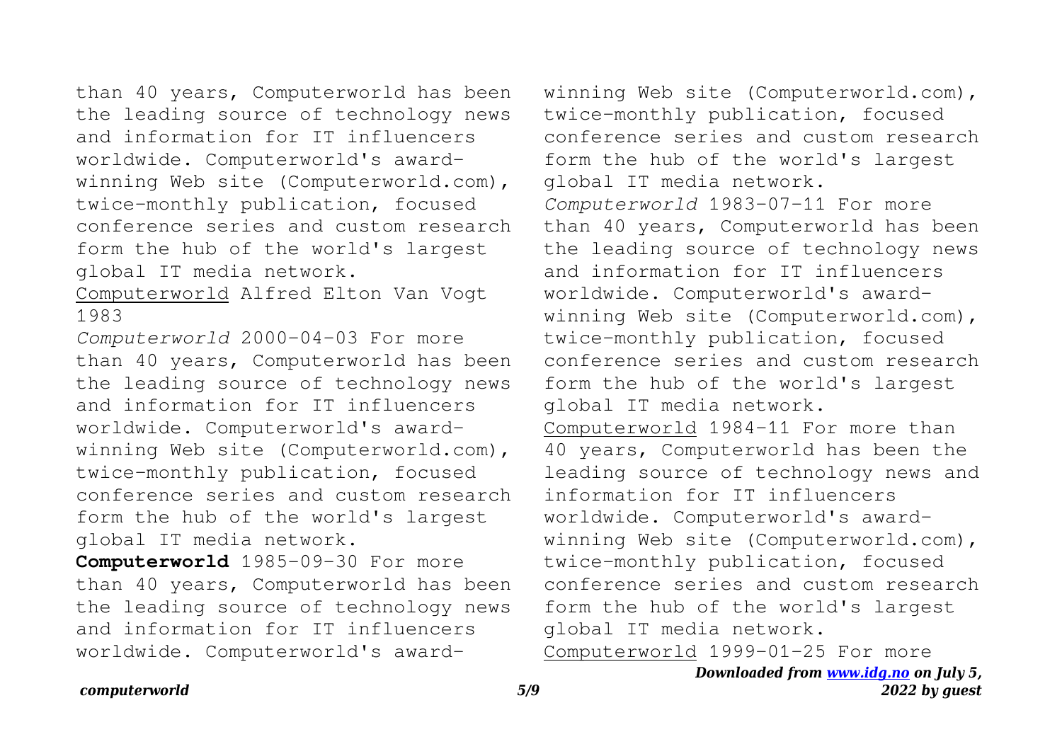than 40 years, Computerworld has been the leading source of technology news and information for IT influencers worldwide. Computerworld's award-winning Web site (Computerworld.com), twice-monthly publication, focused conference series and custom research form the hub of the world's largest global IT media network.

Computerworld Alfred Elton Van Vogt 1983

*Computerworld* 2000-04-03 For more than 40 years, Computerworld has been the leading source of technology news and information for IT influencers worldwide. Computerworld's award-winning Web site (Computerworld.com), twice-monthly publication, focused conference series and custom research form the hub of the world's largest global IT media network.

**Computerworld** 1985-09-30 For more than 40 years, Computerworld has been the leading source of technology news and information for IT influencers worldwide. Computerworld's award-winning Web site (Computerworld.com), twice-monthly publication, focused conference series and custom research form the hub of the world's largest global IT media network.

*Computerworld* 1983-07-11 For more than 40 years, Computerworld has been the leading source of technology news and information for IT influencers worldwide. Computerworld's award-winning Web site (Computerworld.com), twice-monthly publication, focused conference series and custom research form the hub of the world's largest global IT media network.

Computerworld 1984-11 For more than 40 years, Computerworld has been the leading source of technology news and information for IT influencers worldwide. Computerworld's award-winning Web site (Computerworld.com), twice-monthly publication, focused conference series and custom research form the hub of the world's largest global IT media network.

Computerworld 1999-01-25 For more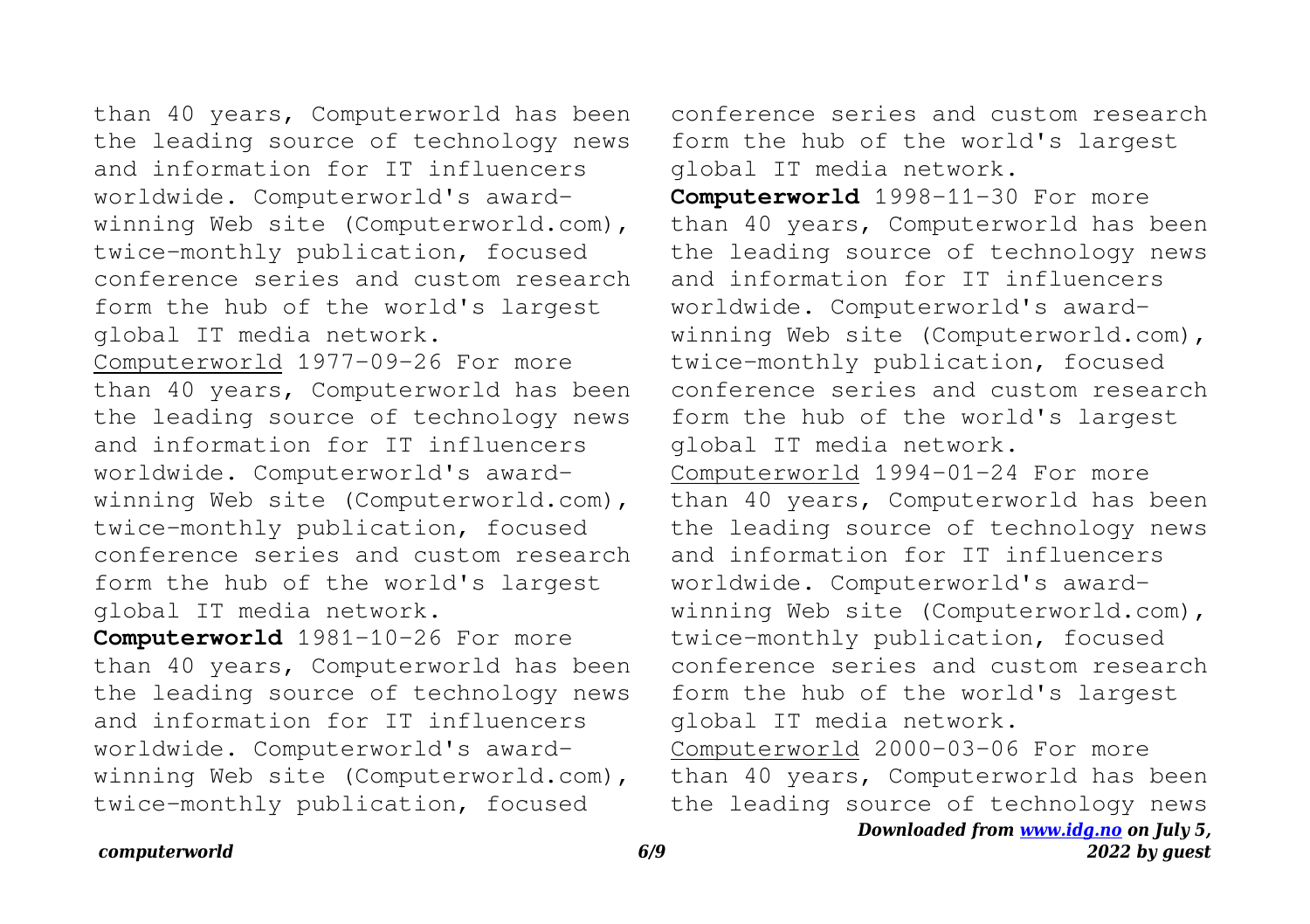than 40 years, Computerworld has been the leading source of technology news and information for IT influencers worldwide. Computerworld's award-winning Web site (Computerworld.com), twice-monthly publication, focused conference series and custom research form the hub of the world's largest global IT media network.

Computerworld 1977-09-26 For more than 40 years, Computerworld has been the leading source of technology news and information for IT influencers worldwide. Computerworld's award-winning Web site (Computerworld.com), twice-monthly publication, focused conference series and custom research form the hub of the world's largest global IT media network.

**Computerworld** 1981-10-26 For more than 40 years, Computerworld has been the leading source of technology news and information for IT influencers worldwide. Computerworld's award-winning Web site (Computerworld.com), twice-monthly publication, focused conference series and custom research form the hub of the world's largest global IT media network.

**Computerworld** 1998-11-30 For more than 40 years, Computerworld has been the leading source of technology news and information for IT influencers worldwide. Computerworld's award-winning Web site (Computerworld.com), twice-monthly publication, focused conference series and custom research form the hub of the world's largest global IT media network.

Computerworld 1994-01-24 For more than 40 years, Computerworld has been the leading source of technology news and information for IT influencers worldwide. Computerworld's award-winning Web site (Computerworld.com), twice-monthly publication, focused conference series and custom research form the hub of the world's largest global IT media network.

Computerworld 2000-03-06 For more than 40 years, Computerworld has been the leading source of technology news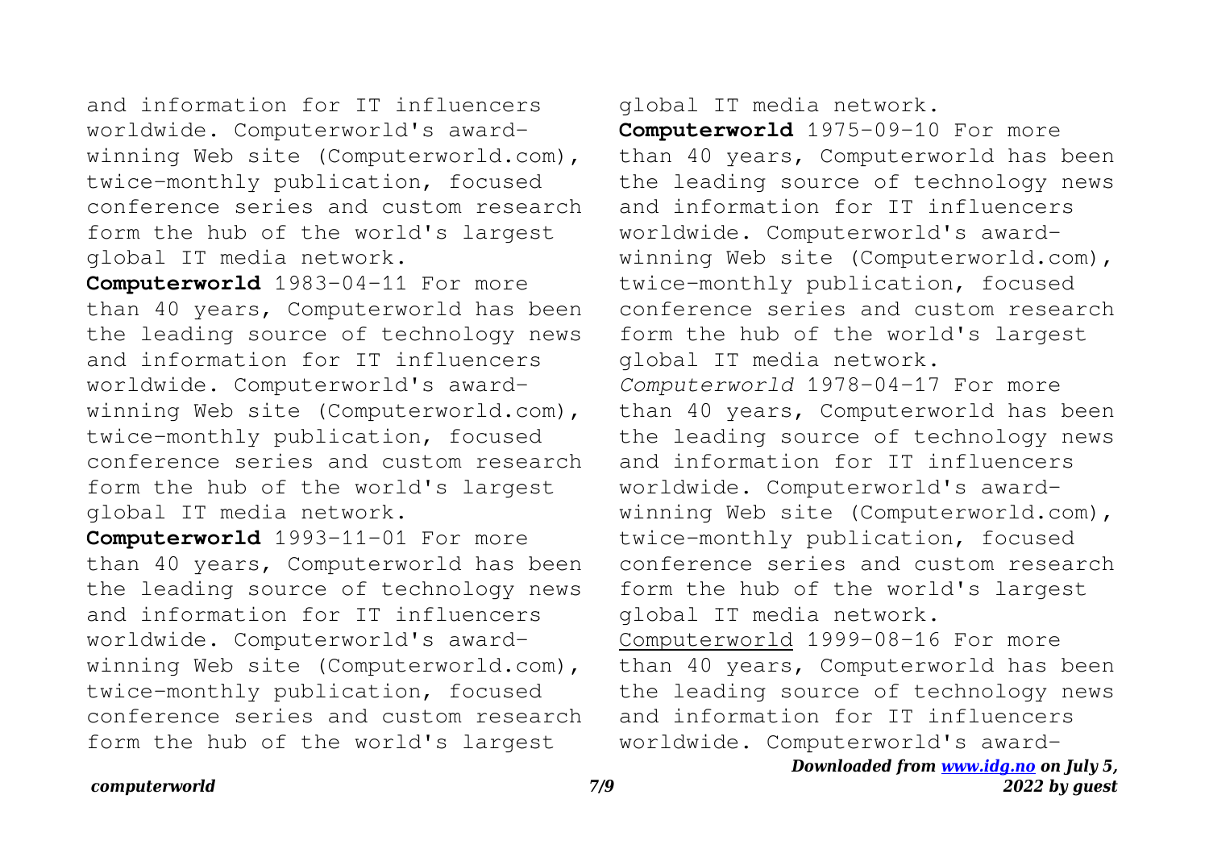and information for IT influencers worldwide. Computerworld's award-winning Web site (Computerworld.com), twice-monthly publication, focused conference series and custom research form the hub of the world's largest global IT media network.

**Computerworld** 1983-04-11 For more than 40 years, Computerworld has been the leading source of technology news and information for IT influencers worldwide. Computerworld's award-winning Web site (Computerworld.com), twice-monthly publication, focused conference series and custom research form the hub of the world's largest global IT media network.

**Computerworld** 1993-11-01 For more than 40 years, Computerworld has been the leading source of technology news and information for IT influencers worldwide. Computerworld's award-winning Web site (Computerworld.com), twice-monthly publication, focused conference series and custom research form the hub of the world's largest global IT media network.

**Computerworld** 1975-09-10 For more than 40 years, Computerworld has been the leading source of technology news and information for IT influencers worldwide. Computerworld's award-winning Web site (Computerworld.com), twice-monthly publication, focused conference series and custom research form the hub of the world's largest global IT media network.

*Computerworld* 1978-04-17 For more than 40 years, Computerworld has been the leading source of technology news and information for IT influencers worldwide. Computerworld's award-winning Web site (Computerworld.com), twice-monthly publication, focused conference series and custom research form the hub of the world's largest global IT media network.

Computerworld 1999-08-16 For more than 40 years, Computerworld has been the leading source of technology news and information for IT influencers worldwide. Computerworld's award-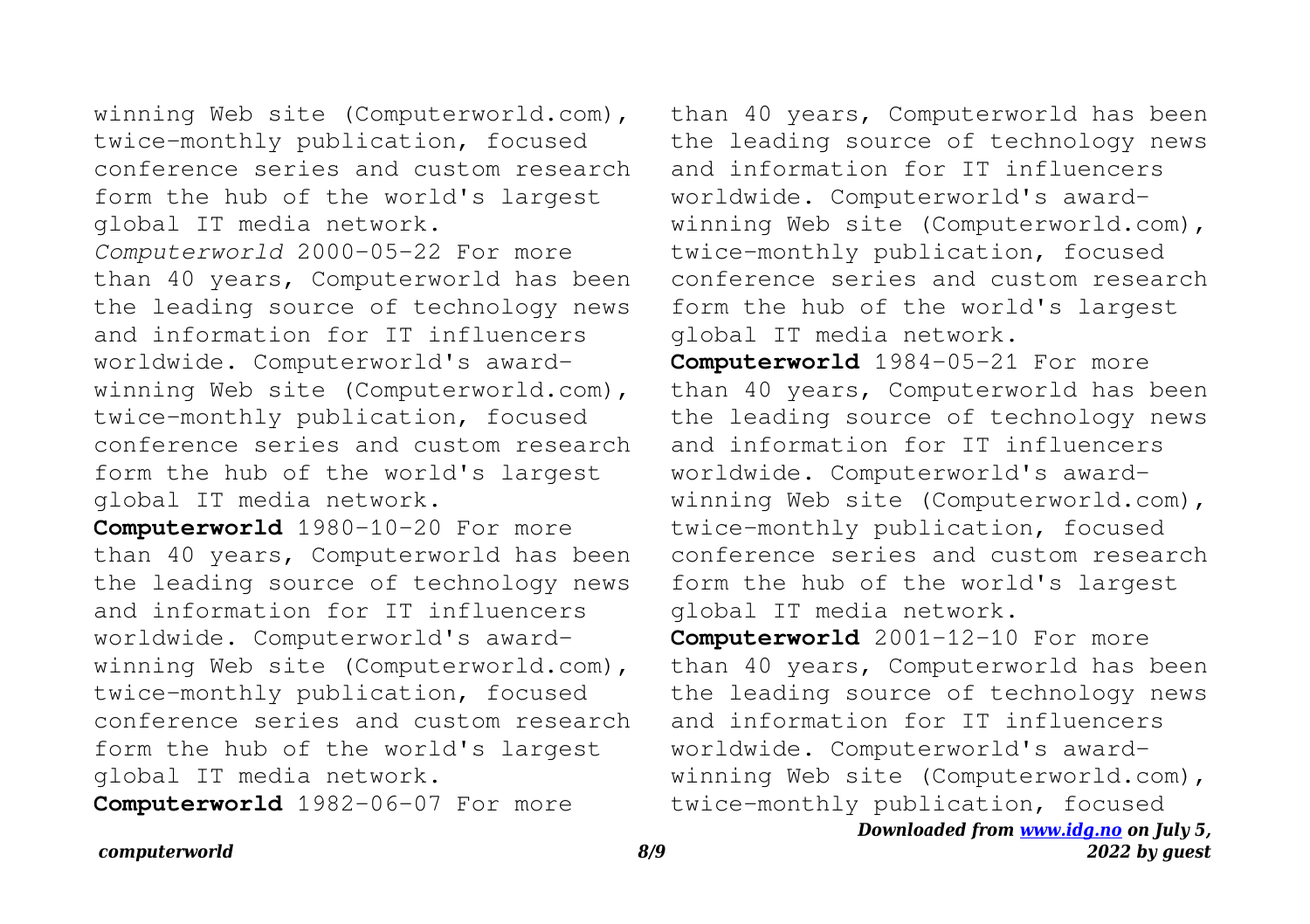winning Web site (Computerworld.com), twice-monthly publication, focused conference series and custom research form the hub of the world's largest global IT media network.

*Computerworld* 2000-05-22 For more than 40 years, Computerworld has been the leading source of technology news and information for IT influencers worldwide. Computerworld's award-winning Web site (Computerworld.com), twice-monthly publication, focused conference series and custom research form the hub of the world's largest global IT media network.

**Computerworld** 1980-10-20 For more than 40 years, Computerworld has been the leading source of technology news and information for IT influencers worldwide. Computerworld's award-winning Web site (Computerworld.com), twice-monthly publication, focused conference series and custom research form the hub of the world's largest global IT media network.

**Computerworld** 1982-06-07 For more than 40 years, Computerworld has been the leading source of technology news and information for IT influencers worldwide. Computerworld's award-winning Web site (Computerworld.com), twice-monthly publication, focused conference series and custom research form the hub of the world's largest global IT media network.

**Computerworld** 1984-05-21 For more than 40 years, Computerworld has been the leading source of technology news and information for IT influencers worldwide. Computerworld's award-winning Web site (Computerworld.com), twice-monthly publication, focused conference series and custom research form the hub of the world's largest global IT media network.

**Computerworld** 2001-12-10 For more than 40 years, Computerworld has been the leading source of technology news and information for IT influencers worldwide. Computerworld's award-winning Web site (Computerworld.com), twice-monthly publication, focused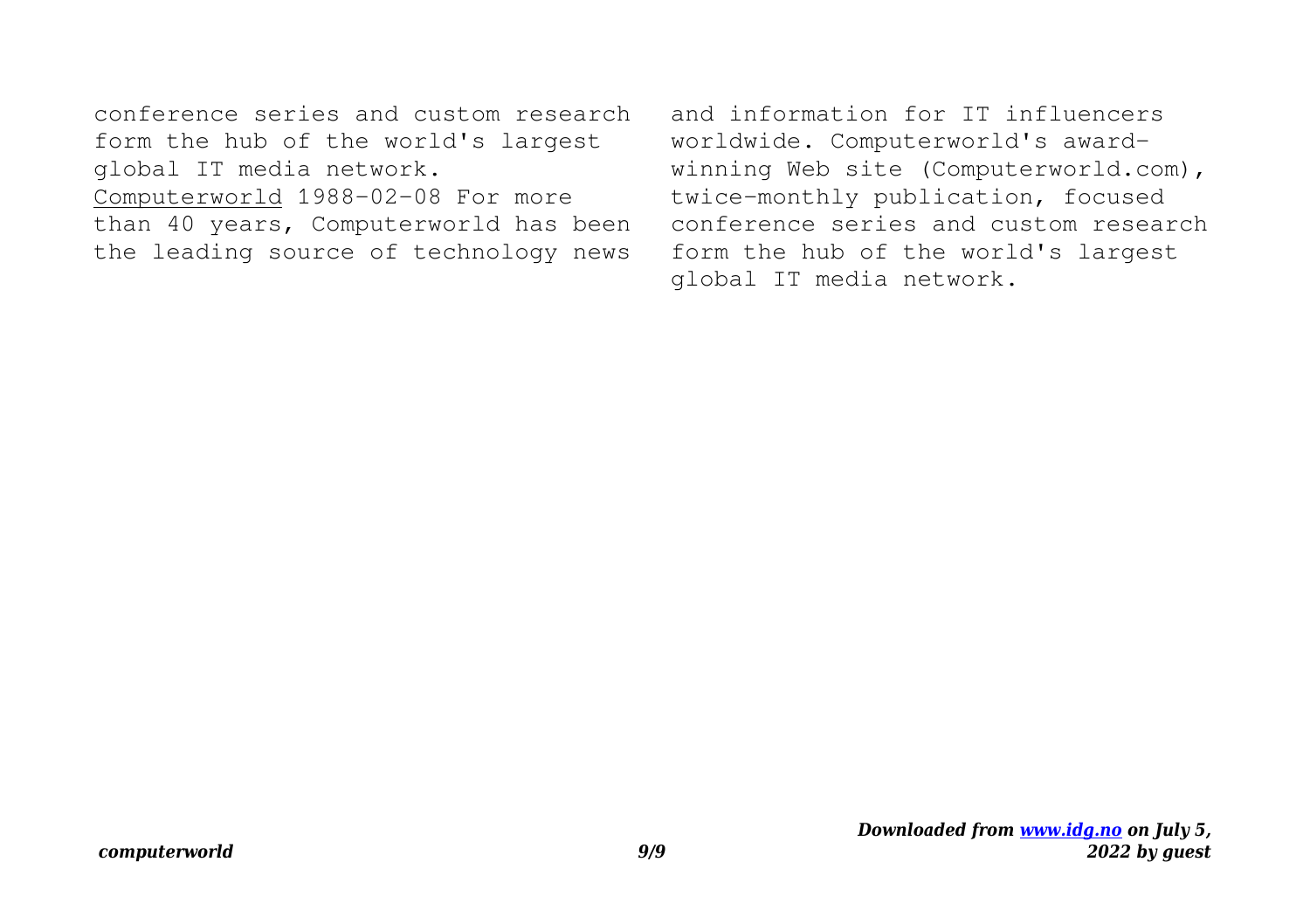conference series and custom research form the hub of the world's largest global IT media network.

Computerworld 1988-02-08 For more than 40 years, Computerworld has been the leading source of technology news and information for IT influencers worldwide. Computerworld's award-winning Web site (Computerworld.com), twice-monthly publication, focused conference series and custom research form the hub of the world's largest global IT media network.